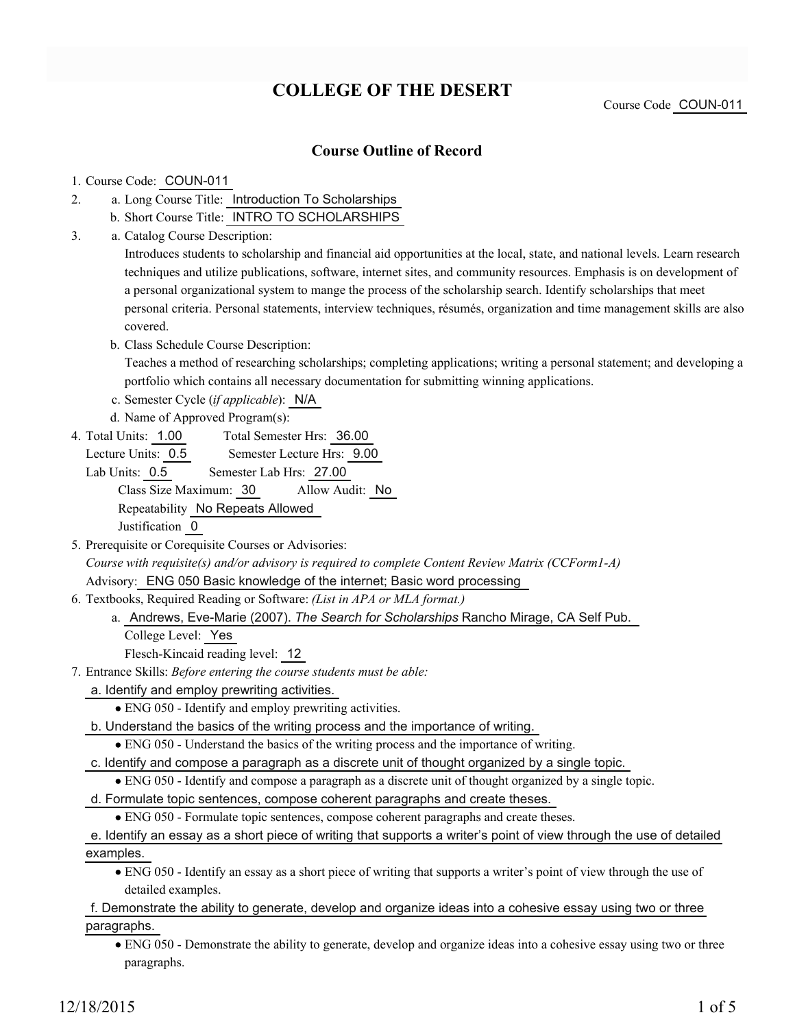# COLLEGE OF THE DESERT

Course Code COUN-011

## Course Outline of Record

1. Course Code: COUN-011
2. a. Long Course Title: Introduction To Scholarships
   b. Short Course Title: INTRO TO SCHOLARSHIPS
3. a. Catalog Course Description:
   Introduces students to scholarship and financial aid opportunities at the local, state, and national levels. Learn research techniques and utilize publications, software, internet sites, and community resources. Emphasis is on development of a personal organizational system to mange the process of the scholarship search. Identify scholarships that meet personal criteria. Personal statements, interview techniques, résumés, organization and time management skills are also covered.
   b. Class Schedule Course Description:
   Teaches a method of researching scholarships; completing applications; writing a personal statement; and developing a portfolio which contains all necessary documentation for submitting winning applications.
   c. Semester Cycle (*if applicable*): N/A
   d. Name of Approved Program(s):
4. Total Units: 1.00 Total Semester Hrs: 36.00
   Lecture Units: 0.5 Semester Lecture Hrs: 9.00
   Lab Units: 0.5 Semester Lab Hrs: 27.00
   Class Size Maximum: 30 Allow Audit: No
   Repeatability No Repeats Allowed
   Justification 0
5. Prerequisite or Corequisite Courses or Advisories:
   *Course with requisite(s) and/or advisory is required to complete Content Review Matrix (CCForm1-A)*
   Advisory: ENG 050 Basic knowledge of the internet; Basic word processing
6. Textbooks, Required Reading or Software: *(List in APA or MLA format.)*
   a. Andrews, Eve-Marie (2007). *The Search for Scholarships* Rancho Mirage, CA Self Pub.
      College Level: Yes
      Flesch-Kincaid reading level: 12
7. Entrance Skills: *Before entering the course students must be able:*

   a. Identify and employ prewriting activities.
   - ENG 050 - Identify and employ prewriting activities.

   b. Understand the basics of the writing process and the importance of writing.
   - ENG 050 - Understand the basics of the writing process and the importance of writing.

   c. Identify and compose a paragraph as a discrete unit of thought organized by a single topic.
   - ENG 050 - Identify and compose a paragraph as a discrete unit of thought organized by a single topic.

   d. Formulate topic sentences, compose coherent paragraphs and create theses.
   - ENG 050 - Formulate topic sentences, compose coherent paragraphs and create theses.

   e. Identify an essay as a short piece of writing that supports a writer's point of view through the use of detailed examples.
   - ENG 050 - Identify an essay as a short piece of writing that supports a writer's point of view through the use of detailed examples.

   f. Demonstrate the ability to generate, develop and organize ideas into a cohesive essay using two or three paragraphs.
   - ENG 050 - Demonstrate the ability to generate, develop and organize ideas into a cohesive essay using two or three paragraphs.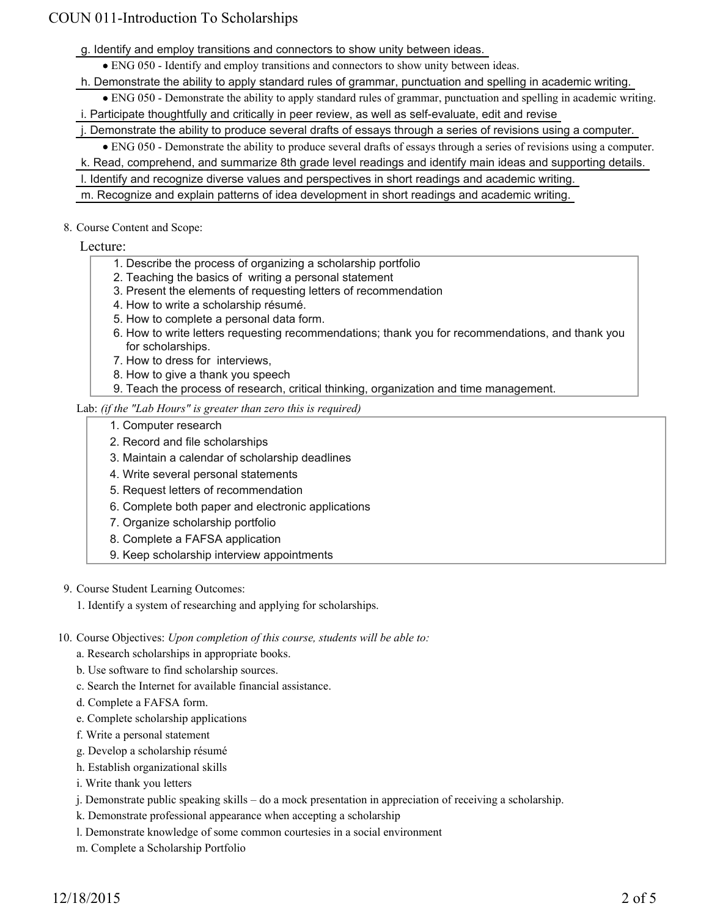g. Identify and employ transitions and connectors to show unity between ideas.

- ENG 050 - Identify and employ transitions and connectors to show unity between ideas.

h. Demonstrate the ability to apply standard rules of grammar, punctuation and spelling in academic writing.

- ENG 050 - Demonstrate the ability to apply standard rules of grammar, punctuation and spelling in academic writing.

i. Participate thoughtfully and critically in peer review, as well as self-evaluate, edit and revise

j. Demonstrate the ability to produce several drafts of essays through a series of revisions using a computer.

- ENG 050 - Demonstrate the ability to produce several drafts of essays through a series of revisions using a computer.

k. Read, comprehend, and summarize 8th grade level readings and identify main ideas and supporting details.

l. Identify and recognize diverse values and perspectives in short readings and academic writing.

m. Recognize and explain patterns of idea development in short readings and academic writing.

8. Course Content and Scope:

Lecture:

1. Describe the process of organizing a scholarship portfolio
2. Teaching the basics of writing a personal statement
3. Present the elements of requesting letters of recommendation
4. How to write a scholarship résumé.
5. How to complete a personal data form.
6. How to write letters requesting recommendations; thank you for recommendations, and thank you for scholarships.
7. How to dress for interviews,
8. How to give a thank you speech
9. Teach the process of research, critical thinking, organization and time management.

Lab: *(if the "Lab Hours" is greater than zero this is required)*

1. Computer research
2. Record and file scholarships
3. Maintain a calendar of scholarship deadlines
4. Write several personal statements
5. Request letters of recommendation
6. Complete both paper and electronic applications
7. Organize scholarship portfolio
8. Complete a FAFSA application
9. Keep scholarship interview appointments

9. Course Student Learning Outcomes:

1. Identify a system of researching and applying for scholarships.

10. Course Objectives: *Upon completion of this course, students will be able to:*

a. Research scholarships in appropriate books.

b. Use software to find scholarship sources.

c. Search the Internet for available financial assistance.

d. Complete a FAFSA form.

e. Complete scholarship applications

f. Write a personal statement

g. Develop a scholarship résumé

h. Establish organizational skills

i. Write thank you letters

j. Demonstrate public speaking skills – do a mock presentation in appreciation of receiving a scholarship.

k. Demonstrate professional appearance when accepting a scholarship

l. Demonstrate knowledge of some common courtesies in a social environment

m. Complete a Scholarship Portfolio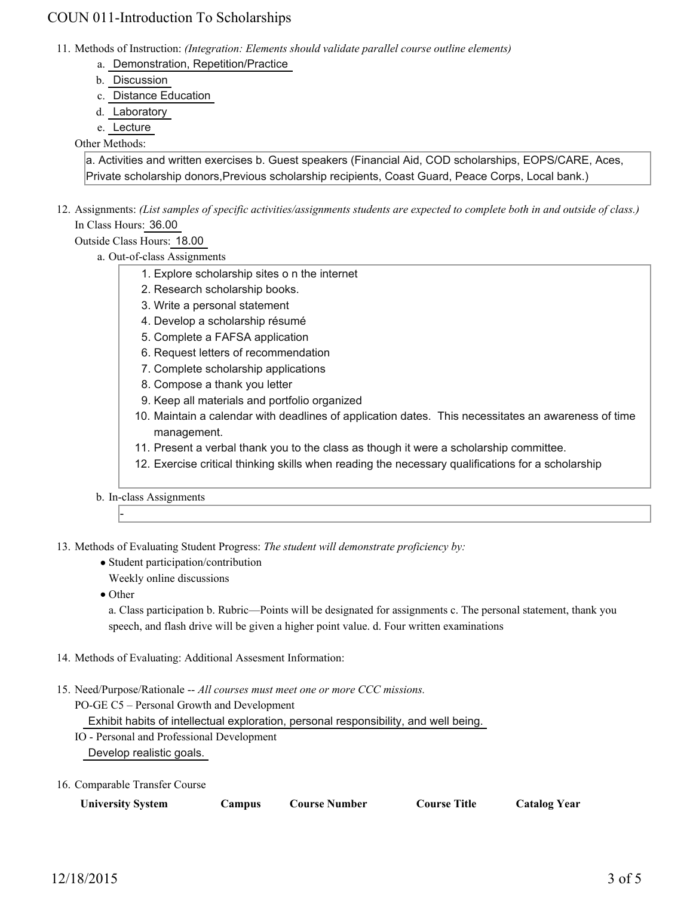11. Methods of Instruction: *(Integration: Elements should validate parallel course outline elements)*
    a. Demonstration, Repetition/Practice
    b. Discussion
    c. Distance Education
    d. Laboratory
    e. Lecture

    Other Methods:

    a. Activities and written exercises b. Guest speakers (Financial Aid, COD scholarships, EOPS/CARE, Aces, Private scholarship donors,Previous scholarship recipients, Coast Guard, Peace Corps, Local bank.)

12. Assignments: *(List samples of specific activities/assignments students are expected to complete both in and outside of class.)*

    In Class Hours: 36.00

    Outside Class Hours: 18.00

    a. Out-of-class Assignments
        1. Explore scholarship sites o n the internet
        2. Research scholarship books.
        3. Write a personal statement
        4. Develop a scholarship résumé
        5. Complete a FAFSA application
        6. Request letters of recommendation
        7. Complete scholarship applications
        8. Compose a thank you letter
        9. Keep all materials and portfolio organized
        10. Maintain a calendar with deadlines of application dates. This necessitates an awareness of time management.
        11. Present a verbal thank you to the class as though it were a scholarship committee.
        12. Exercise critical thinking skills when reading the necessary qualifications for a scholarship

    b. In-class Assignments

        -

13. Methods of Evaluating Student Progress: *The student will demonstrate proficiency by:*
    - Student participation/contribution

      Weekly online discussions
    - Other

      a. Class participation b. Rubric—Points will be designated for assignments c. The personal statement, thank you speech, and flash drive will be given a higher point value. d. Four written examinations

14. Methods of Evaluating: Additional Assesment Information:

15. Need/Purpose/Rationale -- *All courses must meet one or more CCC missions.*

    PO-GE C5 – Personal Growth and Development

    Exhibit habits of intellectual exploration, personal responsibility, and well being.

    IO - Personal and Professional Development

    Develop realistic goals.

16. Comparable Transfer Course

| University System | Campus | Course Number | Course Title | Catalog Year |
|---|---|---|---|---|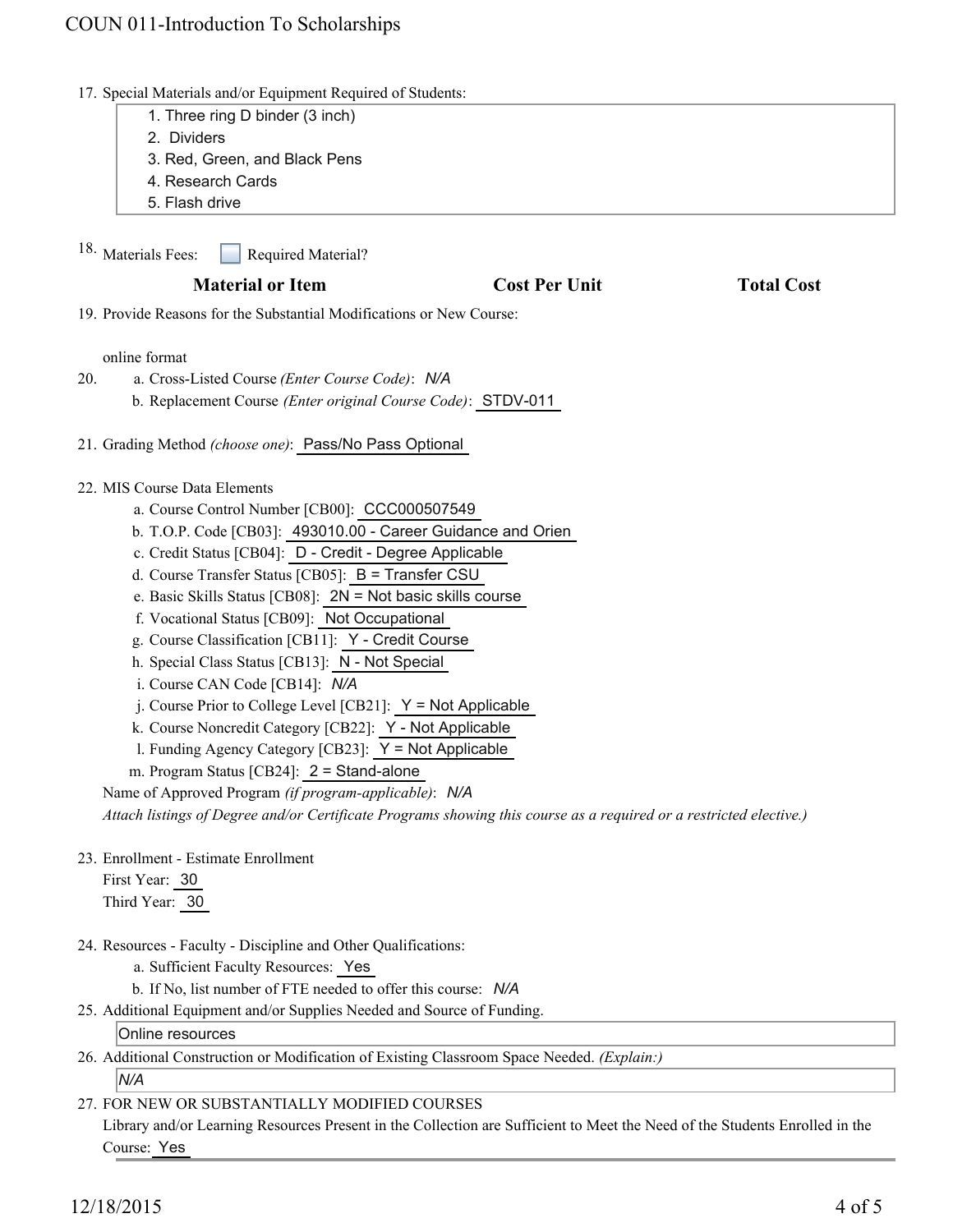17. Special Materials and/or Equipment Required of Students:

    1. Three ring D binder (3 inch)
    2. Dividers
    3. Red, Green, and Black Pens
    4. Research Cards
    5. Flash drive

18. Materials Fees: ☐ Required Material?

| Material or Item | Cost Per Unit | Total Cost |
|---|---|---|

19. Provide Reasons for the Substantial Modifications or New Course:

    online format

20. a. Cross-Listed Course *(Enter Course Code)*: *N/A*
    b. Replacement Course *(Enter original Course Code)*: STDV-011

21. Grading Method *(choose one)*: Pass/No Pass Optional

22. MIS Course Data Elements
    a. Course Control Number [CB00]: CCC000507549
    b. T.O.P. Code [CB03]: 493010.00 - Career Guidance and Orien
    c. Credit Status [CB04]: D - Credit - Degree Applicable
    d. Course Transfer Status [CB05]: B = Transfer CSU
    e. Basic Skills Status [CB08]: 2N = Not basic skills course
    f. Vocational Status [CB09]: Not Occupational
    g. Course Classification [CB11]: Y - Credit Course
    h. Special Class Status [CB13]: N - Not Special
    i. Course CAN Code [CB14]: *N/A*
    j. Course Prior to College Level [CB21]: Y = Not Applicable
    k. Course Noncredit Category [CB22]: Y - Not Applicable
    l. Funding Agency Category [CB23]: Y = Not Applicable
    m. Program Status [CB24]: 2 = Stand-alone

    Name of Approved Program *(if program-applicable)*: *N/A*

    *Attach listings of Degree and/or Certificate Programs showing this course as a required or a restricted elective.)*

23. Enrollment - Estimate Enrollment
    First Year: 30
    Third Year: 30

24. Resources - Faculty - Discipline and Other Qualifications:
    a. Sufficient Faculty Resources: Yes
    b. If No, list number of FTE needed to offer this course: *N/A*

25. Additional Equipment and/or Supplies Needed and Source of Funding.

    Online resources

26. Additional Construction or Modification of Existing Classroom Space Needed. *(Explain:)*

    *N/A*

27. FOR NEW OR SUBSTANTIALLY MODIFIED COURSES
    Library and/or Learning Resources Present in the Collection are Sufficient to Meet the Need of the Students Enrolled in the Course: Yes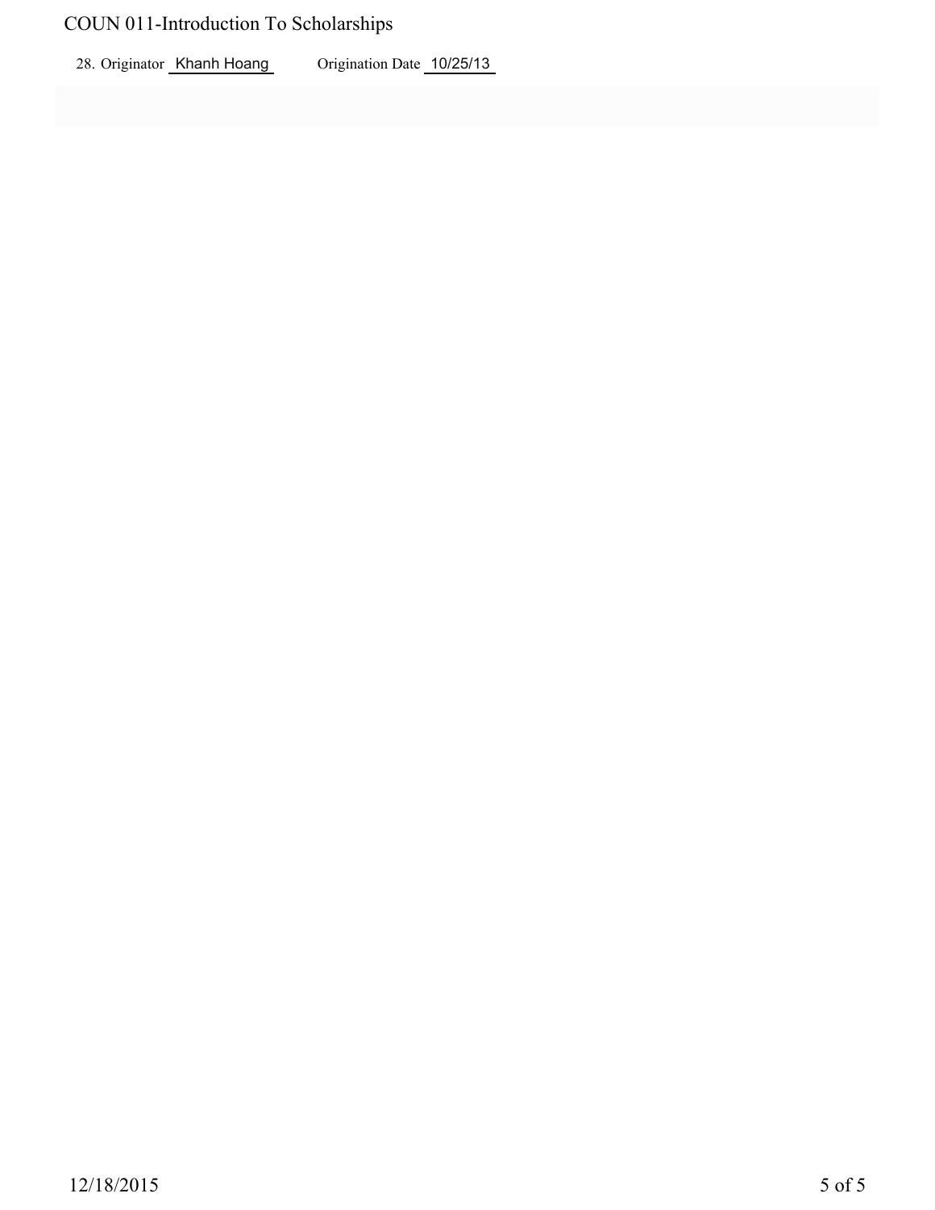28. Originator Khanh Hoang Origination Date 10/25/13